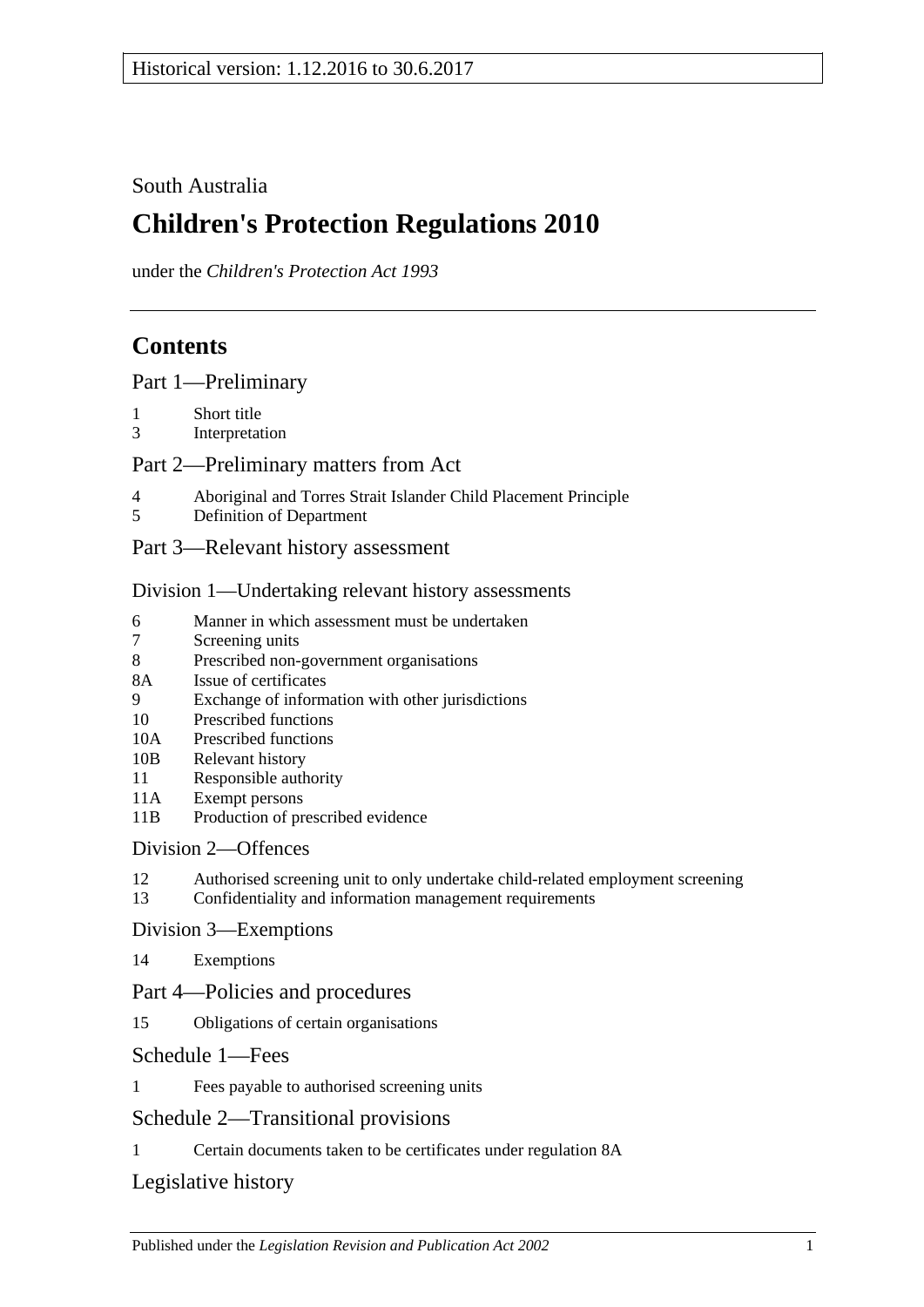Historical version: 1.12.2016 to 30.6.2017

South Australia

# Children's Protection Regulations 2010

under the *Children's Protection Act 1993*

## Contents

Part 1—Preliminary

1 Short title
3 Interpretation

Part 2—Preliminary matters from Act

4 Aboriginal and Torres Strait Islander Child Placement Principle
5 Definition of Department

Part 3—Relevant history assessment

Division 1—Undertaking relevant history assessments

6 Manner in which assessment must be undertaken
7 Screening units
8 Prescribed non-government organisations
8A Issue of certificates
9 Exchange of information with other jurisdictions
10 Prescribed functions
10A Prescribed functions
10B Relevant history
11 Responsible authority
11A Exempt persons
11B Production of prescribed evidence

Division 2—Offences

12 Authorised screening unit to only undertake child-related employment screening
13 Confidentiality and information management requirements

Division 3—Exemptions

14 Exemptions

Part 4—Policies and procedures

15 Obligations of certain organisations

Schedule 1—Fees

1 Fees payable to authorised screening units

Schedule 2—Transitional provisions

1 Certain documents taken to be certificates under regulation 8A

Legislative history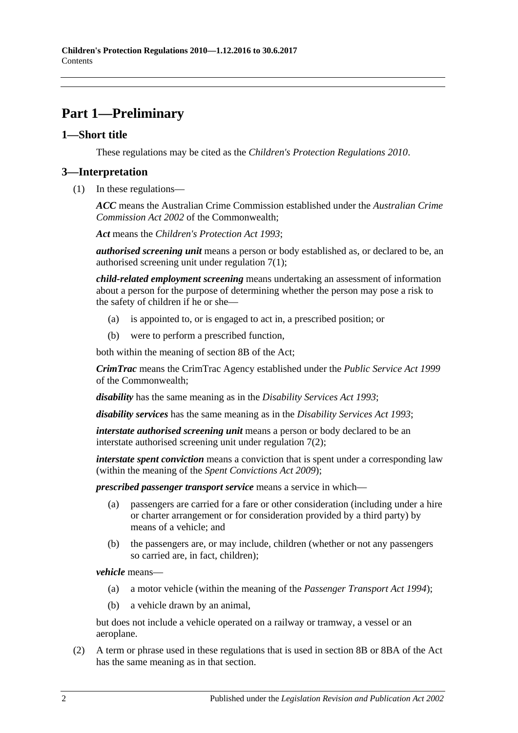# Part 1—Preliminary

## 1—Short title

These regulations may be cited as the *Children's Protection Regulations 2010*.

## 3—Interpretation

(1) In these regulations—

***ACC*** means the Australian Crime Commission established under the *Australian Crime Commission Act 2002* of the Commonwealth;

***Act*** means the *Children's Protection Act 1993*;

***authorised screening unit*** means a person or body established as, or declared to be, an authorised screening unit under regulation 7(1);

***child-related employment screening*** means undertaking an assessment of information about a person for the purpose of determining whether the person may pose a risk to the safety of children if he or she—

- (a) is appointed to, or is engaged to act in, a prescribed position; or
- (b) were to perform a prescribed function,

both within the meaning of section 8B of the Act;

***CrimTrac*** means the CrimTrac Agency established under the *Public Service Act 1999* of the Commonwealth;

***disability*** has the same meaning as in the *Disability Services Act 1993*;

***disability services*** has the same meaning as in the *Disability Services Act 1993*;

***interstate authorised screening unit*** means a person or body declared to be an interstate authorised screening unit under regulation 7(2);

***interstate spent conviction*** means a conviction that is spent under a corresponding law (within the meaning of the *Spent Convictions Act 2009*);

***prescribed passenger transport service*** means a service in which—

- (a) passengers are carried for a fare or other consideration (including under a hire or charter arrangement or for consideration provided by a third party) by means of a vehicle; and
- (b) the passengers are, or may include, children (whether or not any passengers so carried are, in fact, children);

***vehicle*** means—

- (a) a motor vehicle (within the meaning of the *Passenger Transport Act 1994*);
- (b) a vehicle drawn by an animal,

but does not include a vehicle operated on a railway or tramway, a vessel or an aeroplane.

(2) A term or phrase used in these regulations that is used in section 8B or 8BA of the Act has the same meaning as in that section.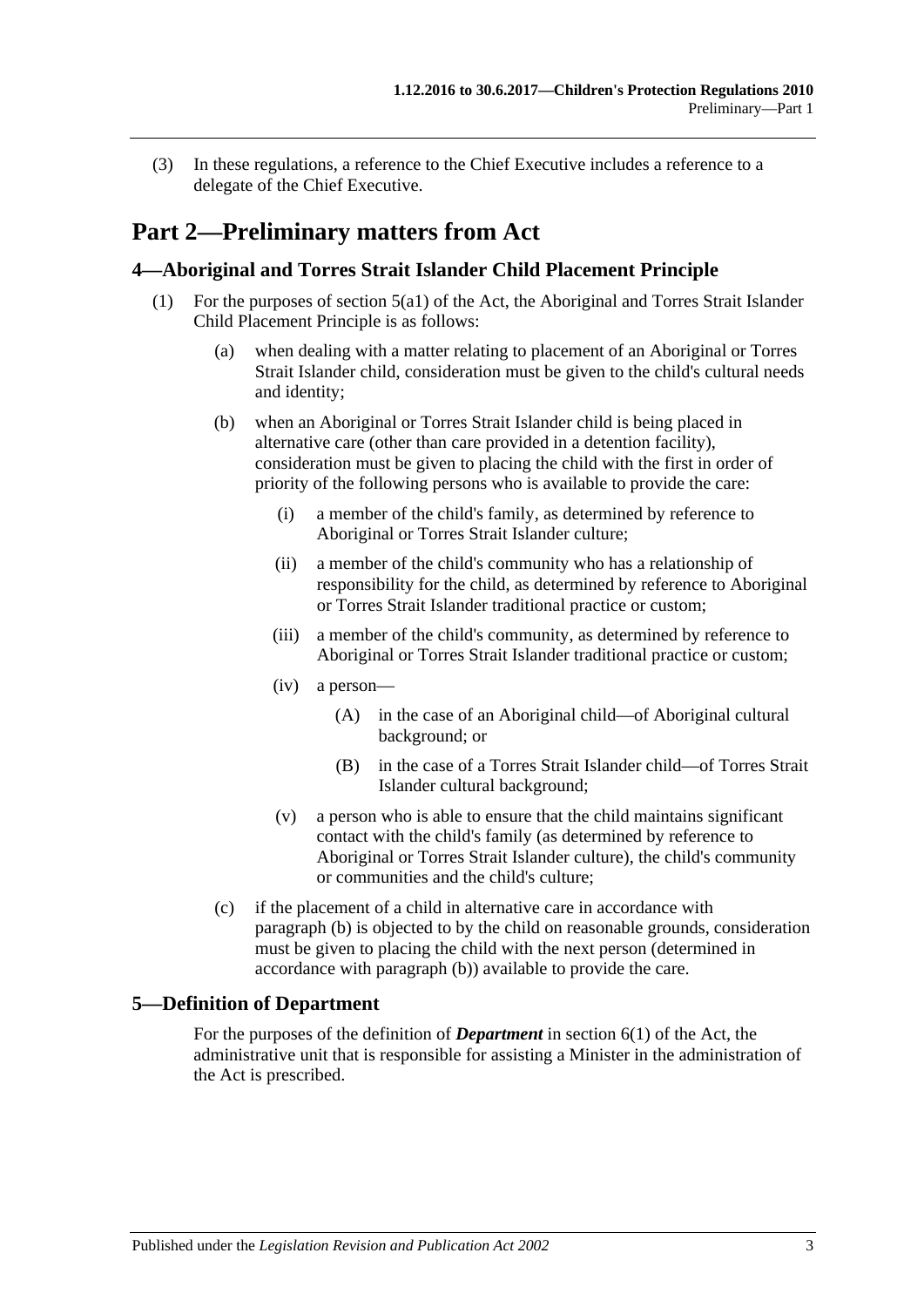(3) In these regulations, a reference to the Chief Executive includes a reference to a delegate of the Chief Executive.

# Part 2—Preliminary matters from Act

## 4—Aboriginal and Torres Strait Islander Child Placement Principle

(1) For the purposes of section 5(a1) of the Act, the Aboriginal and Torres Strait Islander Child Placement Principle is as follows:

(a) when dealing with a matter relating to placement of an Aboriginal or Torres Strait Islander child, consideration must be given to the child's cultural needs and identity;

(b) when an Aboriginal or Torres Strait Islander child is being placed in alternative care (other than care provided in a detention facility), consideration must be given to placing the child with the first in order of priority of the following persons who is available to provide the care:

(i) a member of the child's family, as determined by reference to Aboriginal or Torres Strait Islander culture;

(ii) a member of the child's community who has a relationship of responsibility for the child, as determined by reference to Aboriginal or Torres Strait Islander traditional practice or custom;

(iii) a member of the child's community, as determined by reference to Aboriginal or Torres Strait Islander traditional practice or custom;

(iv) a person—

(A) in the case of an Aboriginal child—of Aboriginal cultural background; or

(B) in the case of a Torres Strait Islander child—of Torres Strait Islander cultural background;

(v) a person who is able to ensure that the child maintains significant contact with the child's family (as determined by reference to Aboriginal or Torres Strait Islander culture), the child's community or communities and the child's culture;

(c) if the placement of a child in alternative care in accordance with paragraph (b) is objected to by the child on reasonable grounds, consideration must be given to placing the child with the next person (determined in accordance with paragraph (b)) available to provide the care.

## 5—Definition of Department

For the purposes of the definition of ***Department*** in section 6(1) of the Act, the administrative unit that is responsible for assisting a Minister in the administration of the Act is prescribed.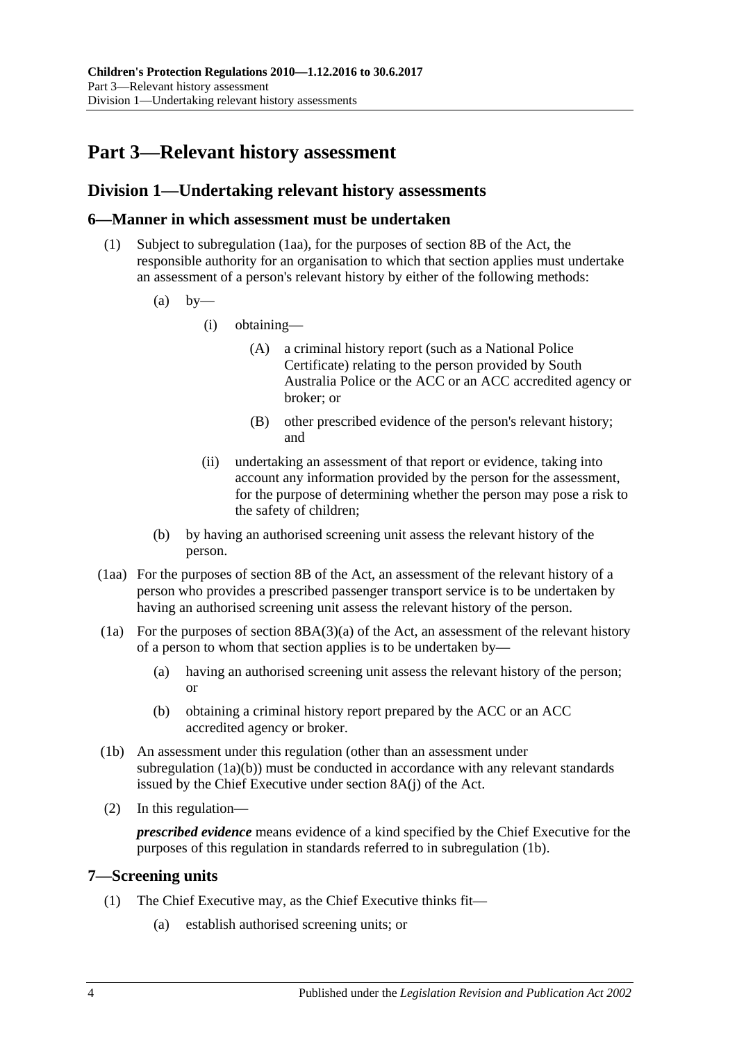# Part 3—Relevant history assessment

## Division 1—Undertaking relevant history assessments

### 6—Manner in which assessment must be undertaken

(1) Subject to subregulation (1aa), for the purposes of section 8B of the Act, the responsible authority for an organisation to which that section applies must undertake an assessment of a person's relevant history by either of the following methods:

(a) by—

(i) obtaining—

(A) a criminal history report (such as a National Police Certificate) relating to the person provided by South Australia Police or the ACC or an ACC accredited agency or broker; or

(B) other prescribed evidence of the person's relevant history; and

(ii) undertaking an assessment of that report or evidence, taking into account any information provided by the person for the assessment, for the purpose of determining whether the person may pose a risk to the safety of children;

(b) by having an authorised screening unit assess the relevant history of the person.

(1aa) For the purposes of section 8B of the Act, an assessment of the relevant history of a person who provides a prescribed passenger transport service is to be undertaken by having an authorised screening unit assess the relevant history of the person.

(1a) For the purposes of section 8BA(3)(a) of the Act, an assessment of the relevant history of a person to whom that section applies is to be undertaken by—

(a) having an authorised screening unit assess the relevant history of the person; or

(b) obtaining a criminal history report prepared by the ACC or an ACC accredited agency or broker.

(1b) An assessment under this regulation (other than an assessment under subregulation (1a)(b)) must be conducted in accordance with any relevant standards issued by the Chief Executive under section 8A(j) of the Act.

(2) In this regulation—

***prescribed evidence*** means evidence of a kind specified by the Chief Executive for the purposes of this regulation in standards referred to in subregulation (1b).

### 7—Screening units

(1) The Chief Executive may, as the Chief Executive thinks fit—

(a) establish authorised screening units; or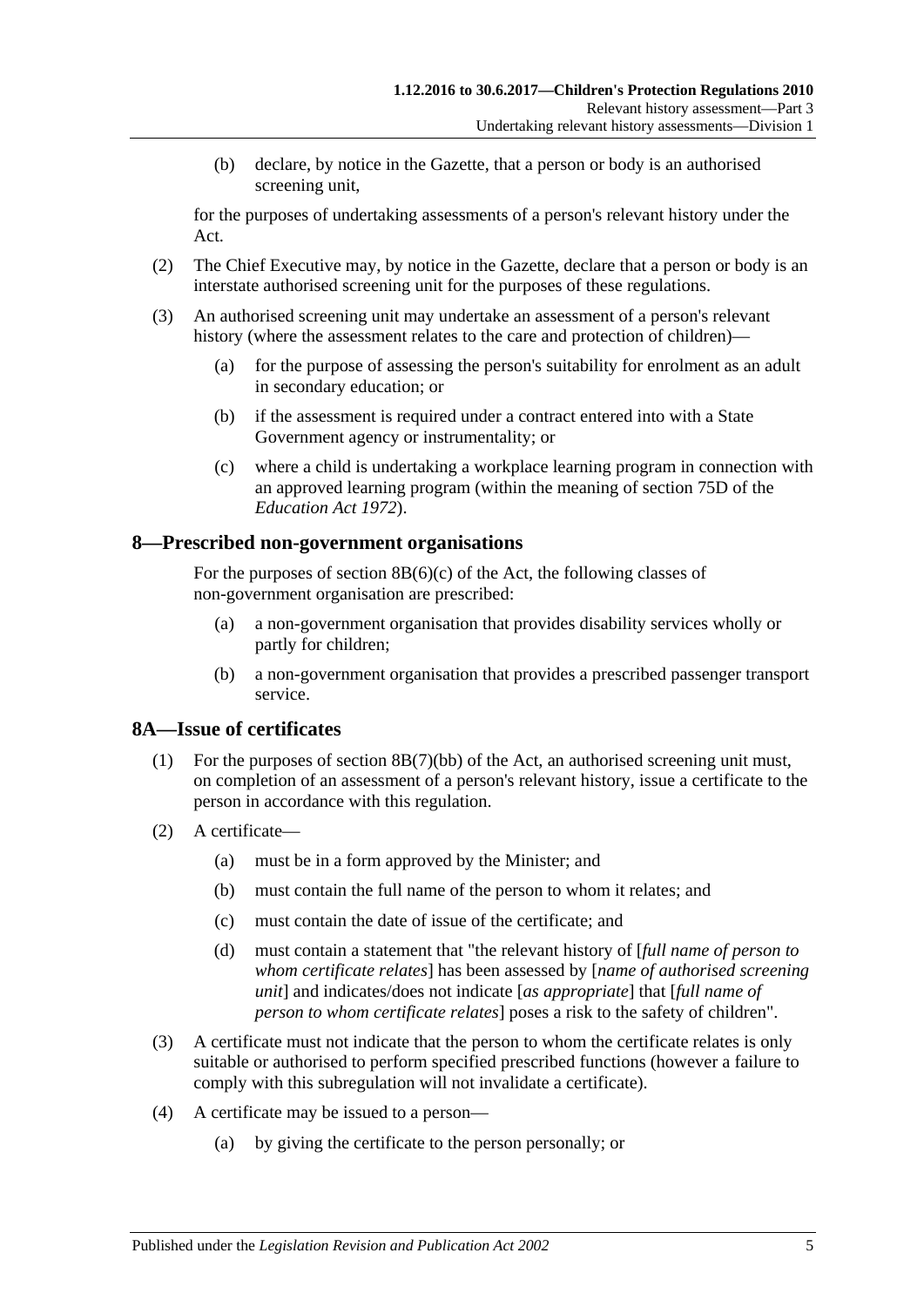(b) declare, by notice in the Gazette, that a person or body is an authorised screening unit,

for the purposes of undertaking assessments of a person's relevant history under the Act.

(2) The Chief Executive may, by notice in the Gazette, declare that a person or body is an interstate authorised screening unit for the purposes of these regulations.

(3) An authorised screening unit may undertake an assessment of a person's relevant history (where the assessment relates to the care and protection of children)—

(a) for the purpose of assessing the person's suitability for enrolment as an adult in secondary education; or

(b) if the assessment is required under a contract entered into with a State Government agency or instrumentality; or

(c) where a child is undertaking a workplace learning program in connection with an approved learning program (within the meaning of section 75D of the *Education Act 1972*).

## 8—Prescribed non-government organisations

For the purposes of section 8B(6)(c) of the Act, the following classes of non-government organisation are prescribed:

(a) a non-government organisation that provides disability services wholly or partly for children;

(b) a non-government organisation that provides a prescribed passenger transport service.

## 8A—Issue of certificates

(1) For the purposes of section 8B(7)(bb) of the Act, an authorised screening unit must, on completion of an assessment of a person's relevant history, issue a certificate to the person in accordance with this regulation.

(2) A certificate—

(a) must be in a form approved by the Minister; and

(b) must contain the full name of the person to whom it relates; and

(c) must contain the date of issue of the certificate; and

(d) must contain a statement that "the relevant history of [*full name of person to whom certificate relates*] has been assessed by [*name of authorised screening unit*] and indicates/does not indicate [*as appropriate*] that [*full name of person to whom certificate relates*] poses a risk to the safety of children".

(3) A certificate must not indicate that the person to whom the certificate relates is only suitable or authorised to perform specified prescribed functions (however a failure to comply with this subregulation will not invalidate a certificate).

(4) A certificate may be issued to a person—

(a) by giving the certificate to the person personally; or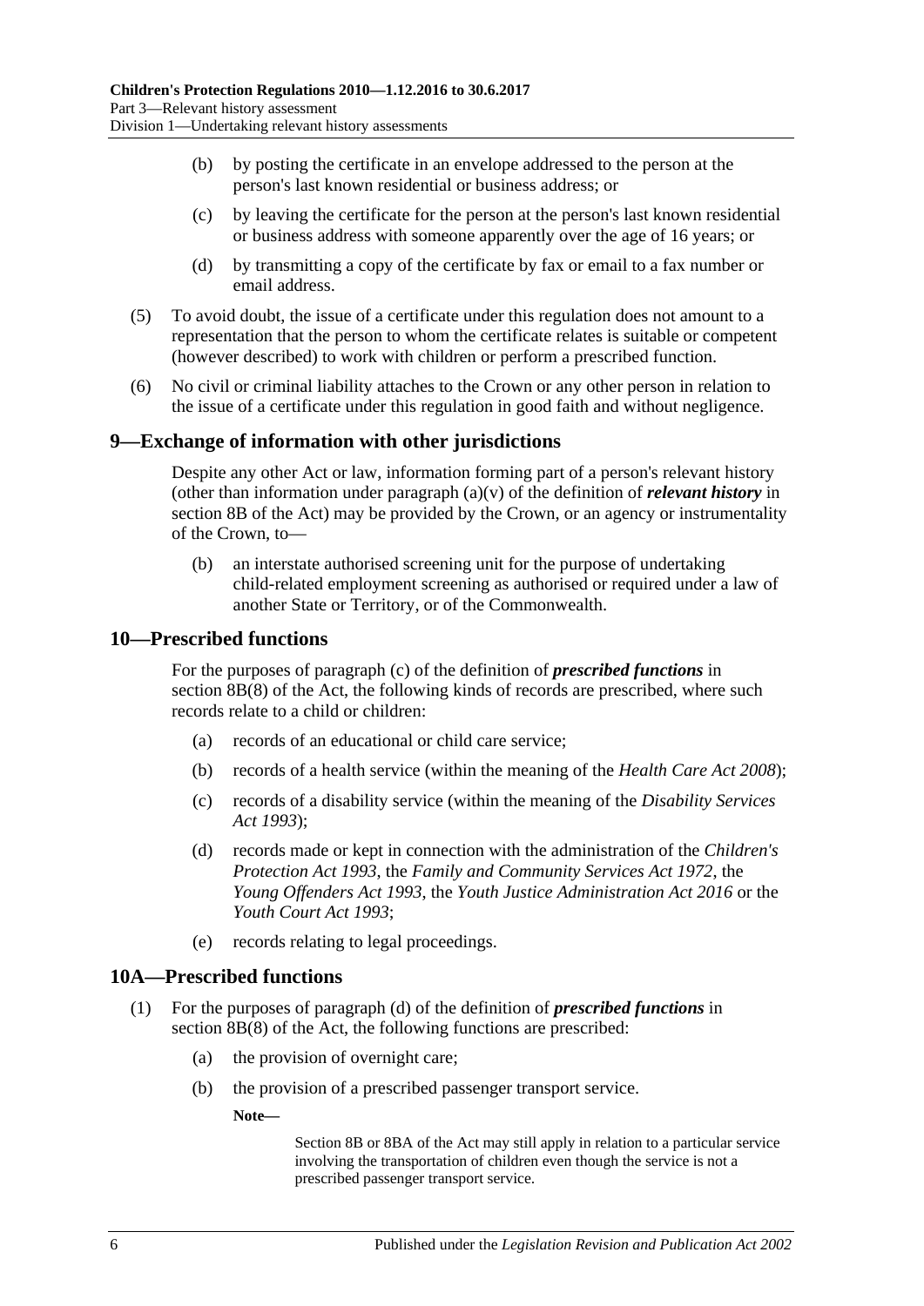(b) by posting the certificate in an envelope addressed to the person at the person's last known residential or business address; or

(c) by leaving the certificate for the person at the person's last known residential or business address with someone apparently over the age of 16 years; or

(d) by transmitting a copy of the certificate by fax or email to a fax number or email address.

(5) To avoid doubt, the issue of a certificate under this regulation does not amount to a representation that the person to whom the certificate relates is suitable or competent (however described) to work with children or perform a prescribed function.

(6) No civil or criminal liability attaches to the Crown or any other person in relation to the issue of a certificate under this regulation in good faith and without negligence.

## 9—Exchange of information with other jurisdictions

Despite any other Act or law, information forming part of a person's relevant history (other than information under paragraph (a)(v) of the definition of ***relevant history*** in section 8B of the Act) may be provided by the Crown, or an agency or instrumentality of the Crown, to—

(b) an interstate authorised screening unit for the purpose of undertaking child-related employment screening as authorised or required under a law of another State or Territory, or of the Commonwealth.

## 10—Prescribed functions

For the purposes of paragraph (c) of the definition of ***prescribed functions*** in section 8B(8) of the Act, the following kinds of records are prescribed, where such records relate to a child or children:

(a) records of an educational or child care service;

(b) records of a health service (within the meaning of the *Health Care Act 2008*);

(c) records of a disability service (within the meaning of the *Disability Services Act 1993*);

(d) records made or kept in connection with the administration of the *Children's Protection Act 1993*, the *Family and Community Services Act 1972*, the *Young Offenders Act 1993*, the *Youth Justice Administration Act 2016* or the *Youth Court Act 1993*;

(e) records relating to legal proceedings.

## 10A—Prescribed functions

(1) For the purposes of paragraph (d) of the definition of ***prescribed functions*** in section 8B(8) of the Act, the following functions are prescribed:

(a) the provision of overnight care;

(b) the provision of a prescribed passenger transport service.

**Note—**

Section 8B or 8BA of the Act may still apply in relation to a particular service involving the transportation of children even though the service is not a prescribed passenger transport service.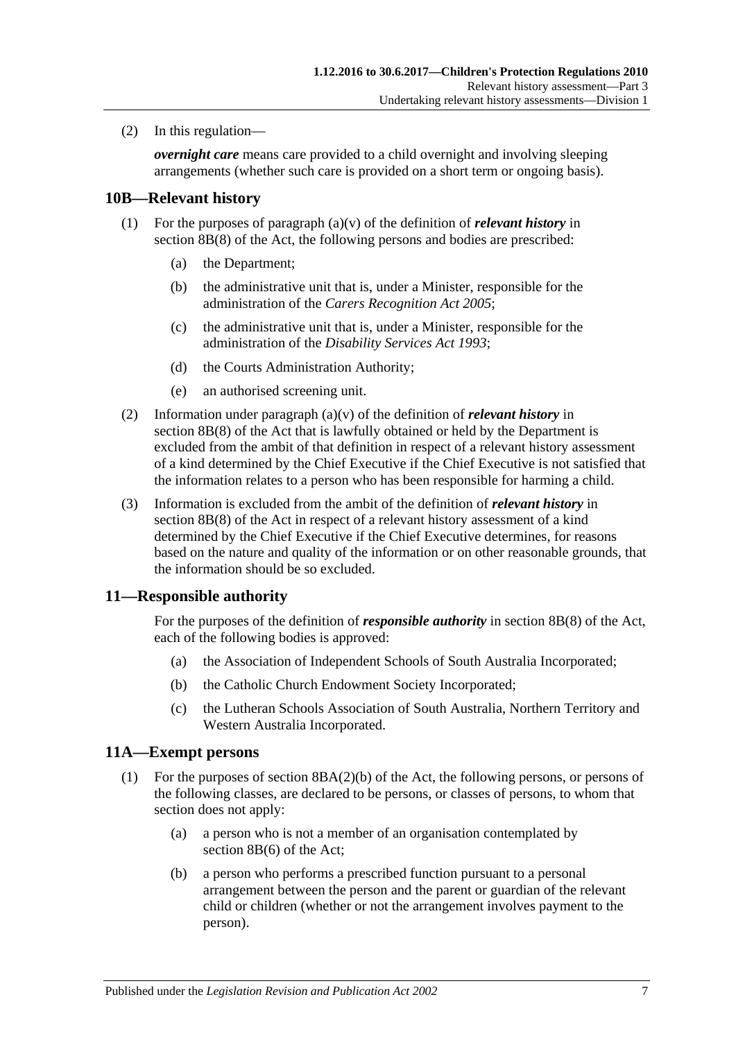(2) In this regulation—

***overnight care*** means care provided to a child overnight and involving sleeping arrangements (whether such care is provided on a short term or ongoing basis).

## 10B—Relevant history

(1) For the purposes of paragraph (a)(v) of the definition of ***relevant history*** in section 8B(8) of the Act, the following persons and bodies are prescribed:

- (a) the Department;
- (b) the administrative unit that is, under a Minister, responsible for the administration of the *Carers Recognition Act 2005*;
- (c) the administrative unit that is, under a Minister, responsible for the administration of the *Disability Services Act 1993*;
- (d) the Courts Administration Authority;
- (e) an authorised screening unit.

(2) Information under paragraph (a)(v) of the definition of ***relevant history*** in section 8B(8) of the Act that is lawfully obtained or held by the Department is excluded from the ambit of that definition in respect of a relevant history assessment of a kind determined by the Chief Executive if the Chief Executive is not satisfied that the information relates to a person who has been responsible for harming a child.

(3) Information is excluded from the ambit of the definition of ***relevant history*** in section 8B(8) of the Act in respect of a relevant history assessment of a kind determined by the Chief Executive if the Chief Executive determines, for reasons based on the nature and quality of the information or on other reasonable grounds, that the information should be so excluded.

## 11—Responsible authority

For the purposes of the definition of ***responsible authority*** in section 8B(8) of the Act, each of the following bodies is approved:

- (a) the Association of Independent Schools of South Australia Incorporated;
- (b) the Catholic Church Endowment Society Incorporated;
- (c) the Lutheran Schools Association of South Australia, Northern Territory and Western Australia Incorporated.

## 11A—Exempt persons

(1) For the purposes of section 8BA(2)(b) of the Act, the following persons, or persons of the following classes, are declared to be persons, or classes of persons, to whom that section does not apply:

- (a) a person who is not a member of an organisation contemplated by section 8B(6) of the Act;
- (b) a person who performs a prescribed function pursuant to a personal arrangement between the person and the parent or guardian of the relevant child or children (whether or not the arrangement involves payment to the person).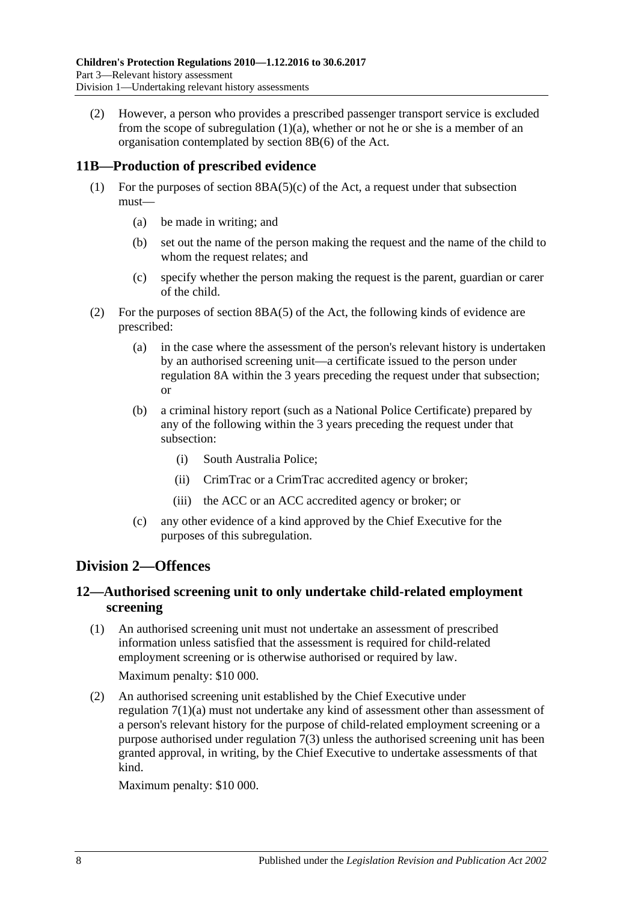(2) However, a person who provides a prescribed passenger transport service is excluded from the scope of subregulation (1)(a), whether or not he or she is a member of an organisation contemplated by section 8B(6) of the Act.

## 11B—Production of prescribed evidence

(1) For the purposes of section 8BA(5)(c) of the Act, a request under that subsection must—

(a) be made in writing; and

(b) set out the name of the person making the request and the name of the child to whom the request relates; and

(c) specify whether the person making the request is the parent, guardian or carer of the child.

(2) For the purposes of section 8BA(5) of the Act, the following kinds of evidence are prescribed:

(a) in the case where the assessment of the person's relevant history is undertaken by an authorised screening unit—a certificate issued to the person under regulation 8A within the 3 years preceding the request under that subsection; or

(b) a criminal history report (such as a National Police Certificate) prepared by any of the following within the 3 years preceding the request under that subsection:

(i) South Australia Police;

(ii) CrimTrac or a CrimTrac accredited agency or broker;

(iii) the ACC or an ACC accredited agency or broker; or

(c) any other evidence of a kind approved by the Chief Executive for the purposes of this subregulation.

# Division 2—Offences

## 12—Authorised screening unit to only undertake child-related employment screening

(1) An authorised screening unit must not undertake an assessment of prescribed information unless satisfied that the assessment is required for child-related employment screening or is otherwise authorised or required by law.

Maximum penalty: $10 000.

(2) An authorised screening unit established by the Chief Executive under regulation 7(1)(a) must not undertake any kind of assessment other than assessment of a person's relevant history for the purpose of child-related employment screening or a purpose authorised under regulation 7(3) unless the authorised screening unit has been granted approval, in writing, by the Chief Executive to undertake assessments of that kind.

Maximum penalty: $10 000.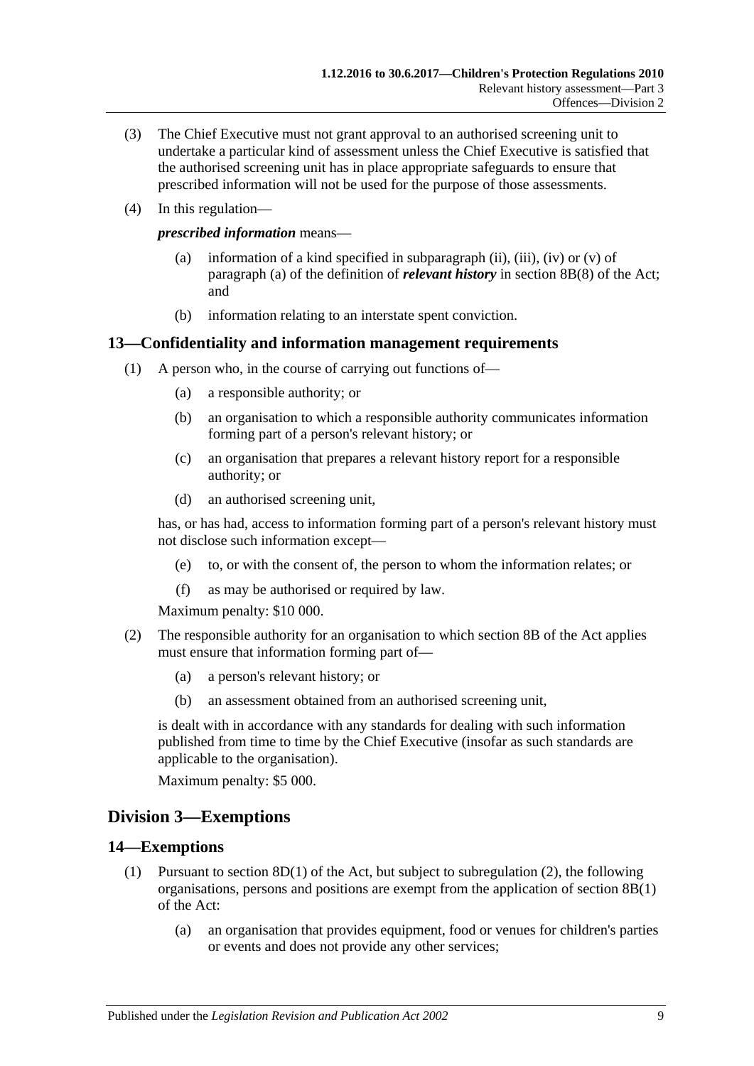(3) The Chief Executive must not grant approval to an authorised screening unit to undertake a particular kind of assessment unless the Chief Executive is satisfied that the authorised screening unit has in place appropriate safeguards to ensure that prescribed information will not be used for the purpose of those assessments.

(4) In this regulation—

***prescribed information*** means—

(a) information of a kind specified in subparagraph (ii), (iii), (iv) or (v) of paragraph (a) of the definition of ***relevant history*** in section 8B(8) of the Act; and

(b) information relating to an interstate spent conviction.

## 13—Confidentiality and information management requirements

(1) A person who, in the course of carrying out functions of—

(a) a responsible authority; or

(b) an organisation to which a responsible authority communicates information forming part of a person's relevant history; or

(c) an organisation that prepares a relevant history report for a responsible authority; or

(d) an authorised screening unit,

has, or has had, access to information forming part of a person's relevant history must not disclose such information except—

(e) to, or with the consent of, the person to whom the information relates; or

(f) as may be authorised or required by law.

Maximum penalty: $10 000.

(2) The responsible authority for an organisation to which section 8B of the Act applies must ensure that information forming part of—

(a) a person's relevant history; or

(b) an assessment obtained from an authorised screening unit,

is dealt with in accordance with any standards for dealing with such information published from time to time by the Chief Executive (insofar as such standards are applicable to the organisation).

Maximum penalty: $5 000.

# Division 3—Exemptions

## 14—Exemptions

(1) Pursuant to section 8D(1) of the Act, but subject to subregulation (2), the following organisations, persons and positions are exempt from the application of section 8B(1) of the Act:

(a) an organisation that provides equipment, food or venues for children's parties or events and does not provide any other services;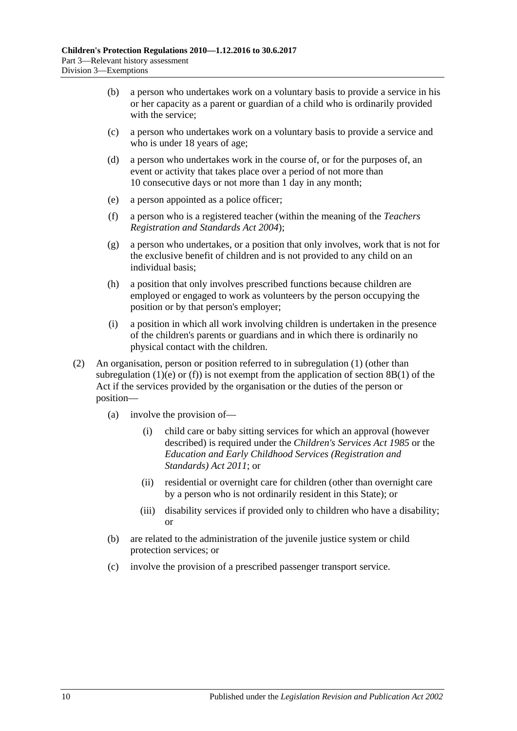(b) a person who undertakes work on a voluntary basis to provide a service in his or her capacity as a parent or guardian of a child who is ordinarily provided with the service;

(c) a person who undertakes work on a voluntary basis to provide a service and who is under 18 years of age;

(d) a person who undertakes work in the course of, or for the purposes of, an event or activity that takes place over a period of not more than 10 consecutive days or not more than 1 day in any month;

(e) a person appointed as a police officer;

(f) a person who is a registered teacher (within the meaning of the *Teachers Registration and Standards Act 2004*);

(g) a person who undertakes, or a position that only involves, work that is not for the exclusive benefit of children and is not provided to any child on an individual basis;

(h) a position that only involves prescribed functions because children are employed or engaged to work as volunteers by the person occupying the position or by that person's employer;

(i) a position in which all work involving children is undertaken in the presence of the children's parents or guardians and in which there is ordinarily no physical contact with the children.

(2) An organisation, person or position referred to in subregulation (1) (other than subregulation (1)(e) or (f)) is not exempt from the application of section 8B(1) of the Act if the services provided by the organisation or the duties of the person or position—

(a) involve the provision of—

(i) child care or baby sitting services for which an approval (however described) is required under the *Children's Services Act 1985* or the *Education and Early Childhood Services (Registration and Standards) Act 2011*; or

(ii) residential or overnight care for children (other than overnight care by a person who is not ordinarily resident in this State); or

(iii) disability services if provided only to children who have a disability; or

(b) are related to the administration of the juvenile justice system or child protection services; or

(c) involve the provision of a prescribed passenger transport service.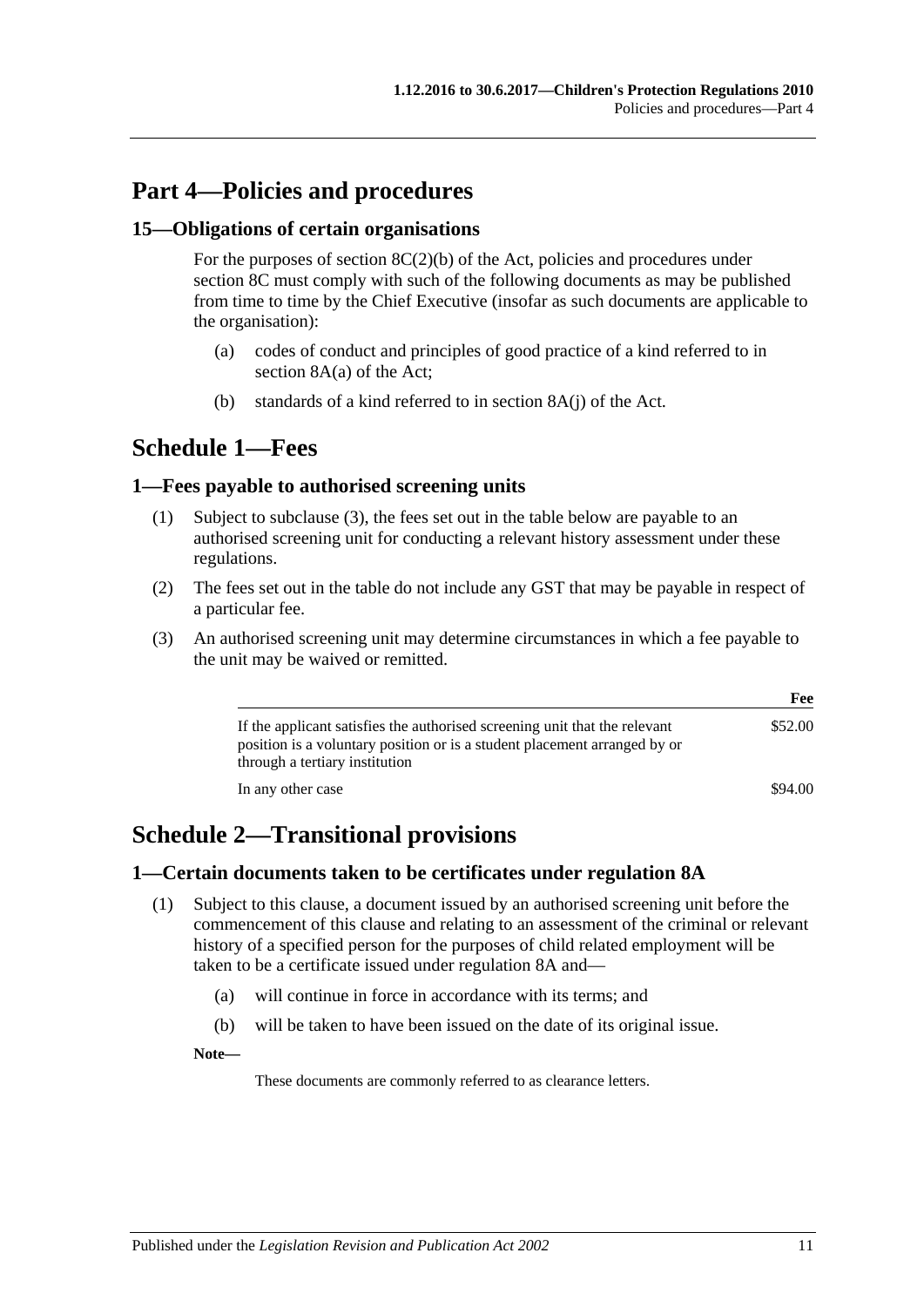# Part 4—Policies and procedures

## 15—Obligations of certain organisations

For the purposes of section 8C(2)(b) of the Act, policies and procedures under section 8C must comply with such of the following documents as may be published from time to time by the Chief Executive (insofar as such documents are applicable to the organisation):

(a) codes of conduct and principles of good practice of a kind referred to in section 8A(a) of the Act;

(b) standards of a kind referred to in section 8A(j) of the Act.

# Schedule 1—Fees

## 1—Fees payable to authorised screening units

(1) Subject to subclause (3), the fees set out in the table below are payable to an authorised screening unit for conducting a relevant history assessment under these regulations.

(2) The fees set out in the table do not include any GST that may be payable in respect of a particular fee.

(3) An authorised screening unit may determine circumstances in which a fee payable to the unit may be waived or remitted.

| | Fee |
|---|---|
| If the applicant satisfies the authorised screening unit that the relevant position is a voluntary position or is a student placement arranged by or through a tertiary institution | \$52.00 |
| In any other case | \$94.00 |

# Schedule 2—Transitional provisions

## 1—Certain documents taken to be certificates under regulation 8A

(1) Subject to this clause, a document issued by an authorised screening unit before the commencement of this clause and relating to an assessment of the criminal or relevant history of a specified person for the purposes of child related employment will be taken to be a certificate issued under regulation 8A and—

(a) will continue in force in accordance with its terms; and

(b) will be taken to have been issued on the date of its original issue.

**Note—**

These documents are commonly referred to as clearance letters.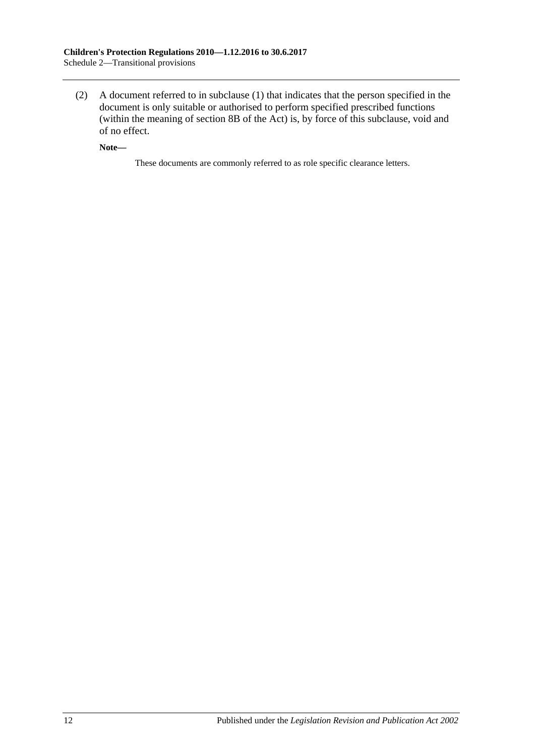(2) A document referred to in subclause (1) that indicates that the person specified in the document is only suitable or authorised to perform specified prescribed functions (within the meaning of section 8B of the Act) is, by force of this subclause, void and of no effect.

**Note—**

These documents are commonly referred to as role specific clearance letters.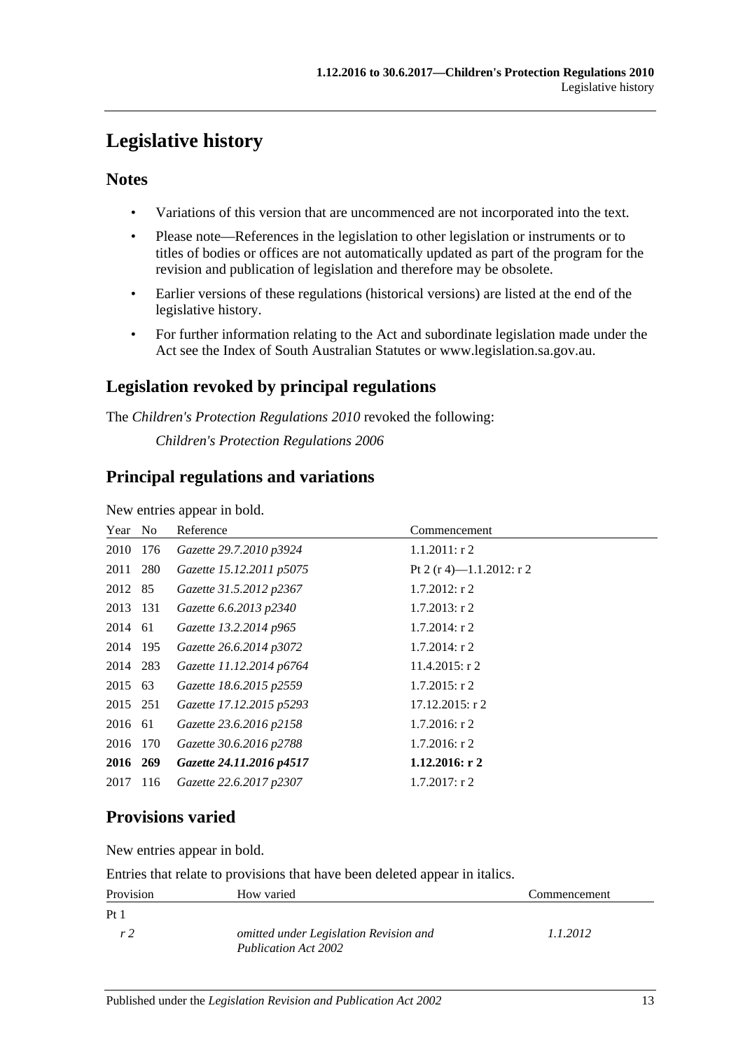# Legislative history

## Notes

- Variations of this version that are uncommenced are not incorporated into the text.
- Please note—References in the legislation to other legislation or instruments or to titles of bodies or offices are not automatically updated as part of the program for the revision and publication of legislation and therefore may be obsolete.
- Earlier versions of these regulations (historical versions) are listed at the end of the legislative history.
- For further information relating to the Act and subordinate legislation made under the Act see the Index of South Australian Statutes or www.legislation.sa.gov.au.

## Legislation revoked by principal regulations

The *Children's Protection Regulations 2010* revoked the following:

*Children's Protection Regulations 2006*

## Principal regulations and variations

New entries appear in bold.

| Year | No | Reference | Commencement |
|---|---|---|---|
| 2010 | 176 | *Gazette 29.7.2010 p3924* | 1.1.2011: r 2 |
| 2011 | 280 | *Gazette 15.12.2011 p5075* | Pt 2 (r 4)—1.1.2012: r 2 |
| 2012 | 85 | *Gazette 31.5.2012 p2367* | 1.7.2012: r 2 |
| 2013 | 131 | *Gazette 6.6.2013 p2340* | 1.7.2013: r 2 |
| 2014 | 61 | *Gazette 13.2.2014 p965* | 1.7.2014: r 2 |
| 2014 | 195 | *Gazette 26.6.2014 p3072* | 1.7.2014: r 2 |
| 2014 | 283 | *Gazette 11.12.2014 p6764* | 11.4.2015: r 2 |
| 2015 | 63 | *Gazette 18.6.2015 p2559* | 1.7.2015: r 2 |
| 2015 | 251 | *Gazette 17.12.2015 p5293* | 17.12.2015: r 2 |
| 2016 | 61 | *Gazette 23.6.2016 p2158* | 1.7.2016: r 2 |
| 2016 | 170 | *Gazette 30.6.2016 p2788* | 1.7.2016: r 2 |
| **2016** | **269** | ***Gazette 24.11.2016 p4517*** | **1.12.2016: r 2** |
| 2017 | 116 | *Gazette 22.6.2017 p2307* | 1.7.2017: r 2 |

## Provisions varied

New entries appear in bold.

Entries that relate to provisions that have been deleted appear in italics.

| Provision | How varied | Commencement |
|---|---|---|
| Pt 1 | | |
| *r 2* | *omitted under Legislation Revision and Publication Act 2002* | *1.1.2012* |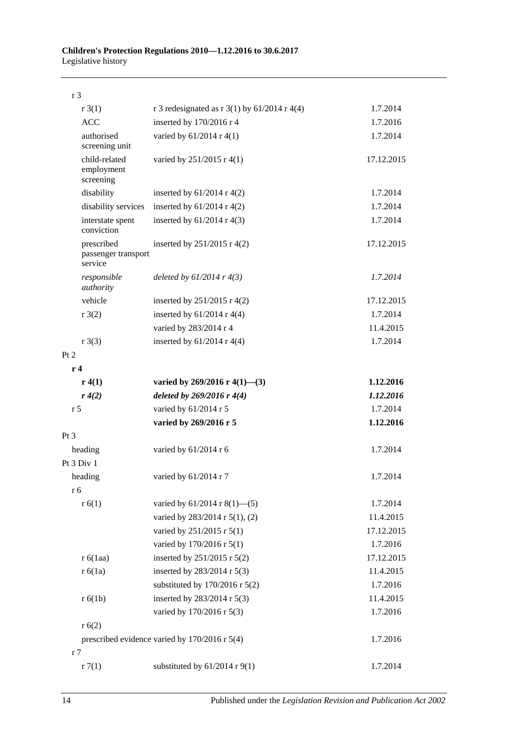| | | |
|---|---|---|
| r 3 | | |
| r 3(1) | r 3 redesignated as r 3(1) by 61/2014 r 4(4) | 1.7.2014 |
| ACC | inserted by 170/2016 r 4 | 1.7.2016 |
| authorised screening unit | varied by 61/2014 r 4(1) | 1.7.2014 |
| child-related employment screening | varied by 251/2015 r 4(1) | 17.12.2015 |
| disability | inserted by 61/2014 r 4(2) | 1.7.2014 |
| disability services | inserted by 61/2014 r 4(2) | 1.7.2014 |
| interstate spent conviction | inserted by 61/2014 r 4(3) | 1.7.2014 |
| prescribed passenger transport service | inserted by 251/2015 r 4(2) | 17.12.2015 |
| *responsible authority* | *deleted by 61/2014 r 4(3)* | *1.7.2014* |
| vehicle | inserted by 251/2015 r 4(2) | 17.12.2015 |
| r 3(2) | inserted by 61/2014 r 4(4) | 1.7.2014 |
| | varied by 283/2014 r 4 | 11.4.2015 |
| r 3(3) | inserted by 61/2014 r 4(4) | 1.7.2014 |
| Pt 2 | | |
| **r 4** | | |
| **r 4(1)** | **varied by 269/2016 r 4(1)—(3)** | **1.12.2016** |
| ***r 4(2)*** | ***deleted by 269/2016 r 4(4)*** | ***1.12.2016*** |
| r 5 | varied by 61/2014 r 5 | 1.7.2014 |
| | **varied by 269/2016 r 5** | **1.12.2016** |
| Pt 3 | | |
| heading | varied by 61/2014 r 6 | 1.7.2014 |
| Pt 3 Div 1 | | |
| heading | varied by 61/2014 r 7 | 1.7.2014 |
| r 6 | | |
| r 6(1) | varied by 61/2014 r 8(1)—(5) | 1.7.2014 |
| | varied by 283/2014 r 5(1), (2) | 11.4.2015 |
| | varied by 251/2015 r 5(1) | 17.12.2015 |
| | varied by 170/2016 r 5(1) | 1.7.2016 |
| r 6(1aa) | inserted by 251/2015 r 5(2) | 17.12.2015 |
| r 6(1a) | inserted by 283/2014 r 5(3) | 11.4.2015 |
| | substituted by 170/2016 r 5(2) | 1.7.2016 |
| r 6(1b) | inserted by 283/2014 r 5(3) | 11.4.2015 |
| | varied by 170/2016 r 5(3) | 1.7.2016 |
| r 6(2) | | |
| prescribed evidence | varied by 170/2016 r 5(4) | 1.7.2016 |
| r 7 | | |
| r 7(1) | substituted by 61/2014 r 9(1) | 1.7.2014 |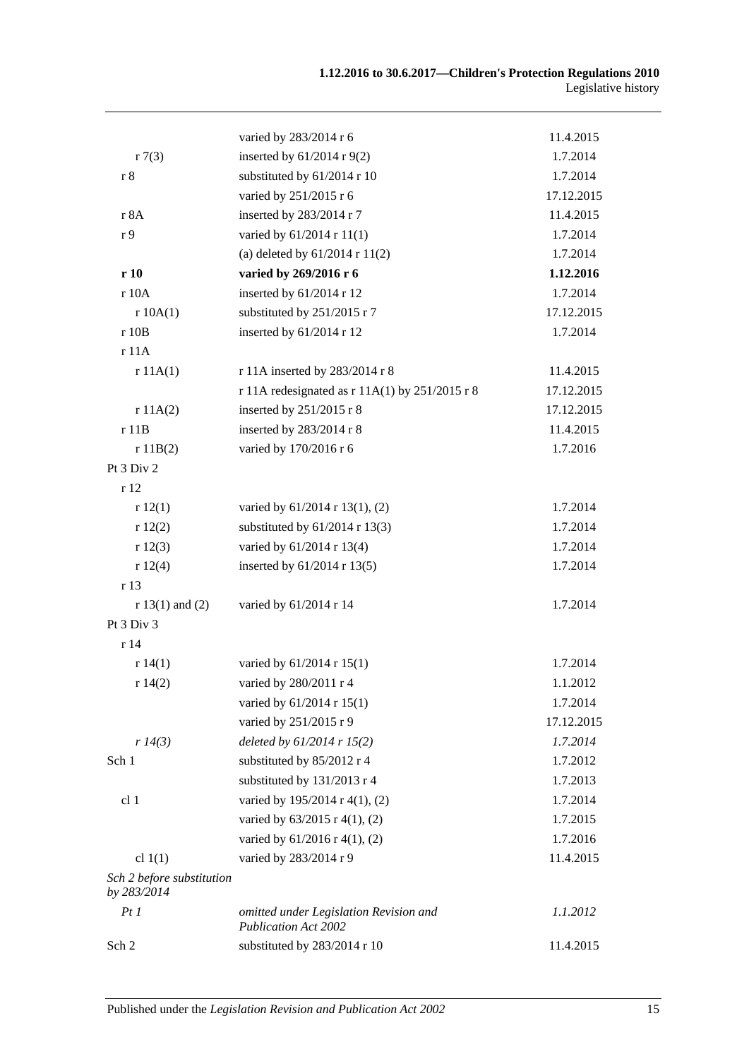| | | |
|---|---|---|
| | varied by 283/2014 r 6 | 11.4.2015 |
| r 7(3) | inserted by 61/2014 r 9(2) | 1.7.2014 |
| r 8 | substituted by 61/2014 r 10 | 1.7.2014 |
| | varied by 251/2015 r 6 | 17.12.2015 |
| r 8A | inserted by 283/2014 r 7 | 11.4.2015 |
| r 9 | varied by 61/2014 r 11(1) | 1.7.2014 |
| | (a) deleted by 61/2014 r 11(2) | 1.7.2014 |
| **r 10** | **varied by 269/2016 r 6** | **1.12.2016** |
| r 10A | inserted by 61/2014 r 12 | 1.7.2014 |
| r 10A(1) | substituted by 251/2015 r 7 | 17.12.2015 |
| r 10B | inserted by 61/2014 r 12 | 1.7.2014 |
| r 11A | | |
| r 11A(1) | r 11A inserted by 283/2014 r 8 | 11.4.2015 |
| | r 11A redesignated as r 11A(1) by 251/2015 r 8 | 17.12.2015 |
| r 11A(2) | inserted by 251/2015 r 8 | 17.12.2015 |
| r 11B | inserted by 283/2014 r 8 | 11.4.2015 |
| r 11B(2) | varied by 170/2016 r 6 | 1.7.2016 |
| Pt 3 Div 2 | | |
| r 12 | | |
| r 12(1) | varied by 61/2014 r 13(1), (2) | 1.7.2014 |
| r 12(2) | substituted by 61/2014 r 13(3) | 1.7.2014 |
| r 12(3) | varied by 61/2014 r 13(4) | 1.7.2014 |
| r 12(4) | inserted by 61/2014 r 13(5) | 1.7.2014 |
| r 13 | | |
| r 13(1) and (2) | varied by 61/2014 r 14 | 1.7.2014 |
| Pt 3 Div 3 | | |
| r 14 | | |
| r 14(1) | varied by 61/2014 r 15(1) | 1.7.2014 |
| r 14(2) | varied by 280/2011 r 4 | 1.1.2012 |
| | varied by 61/2014 r 15(1) | 1.7.2014 |
| | varied by 251/2015 r 9 | 17.12.2015 |
| *r 14(3)* | *deleted by 61/2014 r 15(2)* | *1.7.2014* |
| Sch 1 | substituted by 85/2012 r 4 | 1.7.2012 |
| | substituted by 131/2013 r 4 | 1.7.2013 |
| cl 1 | varied by 195/2014 r 4(1), (2) | 1.7.2014 |
| | varied by 63/2015 r 4(1), (2) | 1.7.2015 |
| | varied by 61/2016 r 4(1), (2) | 1.7.2016 |
| cl 1(1) | varied by 283/2014 r 9 | 11.4.2015 |
| *Sch 2 before substitution by 283/2014* | | |
| *Pt 1* | *omitted under Legislation Revision and Publication Act 2002* | *1.1.2012* |
| Sch 2 | substituted by 283/2014 r 10 | 11.4.2015 |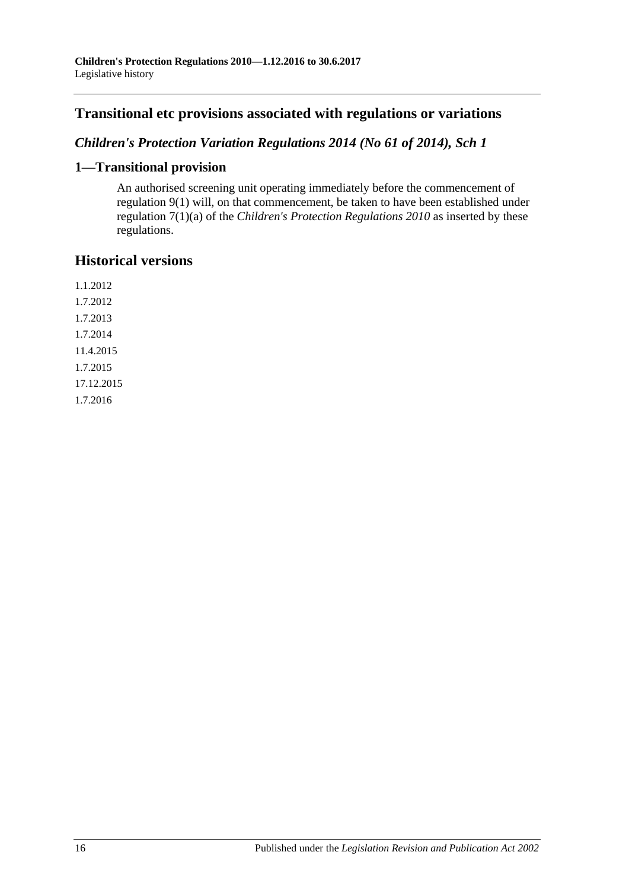## Transitional etc provisions associated with regulations or variations

### *Children's Protection Variation Regulations 2014 (No 61 of 2014), Sch 1*

### 1—Transitional provision

An authorised screening unit operating immediately before the commencement of regulation 9(1) will, on that commencement, be taken to have been established under regulation 7(1)(a) of the *Children's Protection Regulations 2010* as inserted by these regulations.

## Historical versions

1.1.2012

1.7.2012

1.7.2013

1.7.2014

11.4.2015

1.7.2015

17.12.2015

1.7.2016